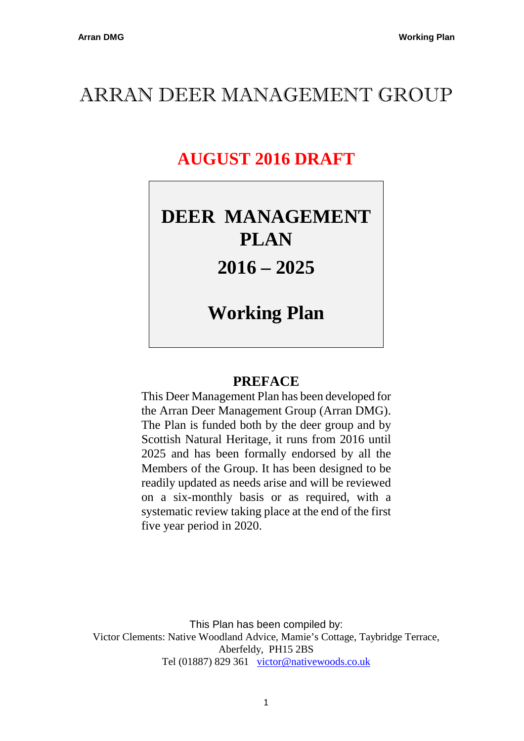# ARRAN DEER MANAGEMENT GROUP

## AUGUST 2016 DRAFT

**DEER MANAGEMENT PLAN**

**2016 – 2025**

**Working Plan**

### PREFACE

This Deer Management Plan has been developed for the Arran Deer Management Group (Arran DMG). The Plan is funded both by the deer group and by Scottish Natural Heritage, it runs from 2016 until 2025 and has been formally endorsed by all the Members of the Group. It has been designed to be readily updated as needs arise and will be reviewed on a six-monthly basis or as required, with a systematic review taking place at the end of the first five year period in 2020.

This Plan has been compiled by:
Victor Clements: Native Woodland Advice, Mamie's Cottage, Taybridge Terrace, Aberfeldy, PH15 2BS
Tel (01887) 829 361 victor@nativewoods.co.uk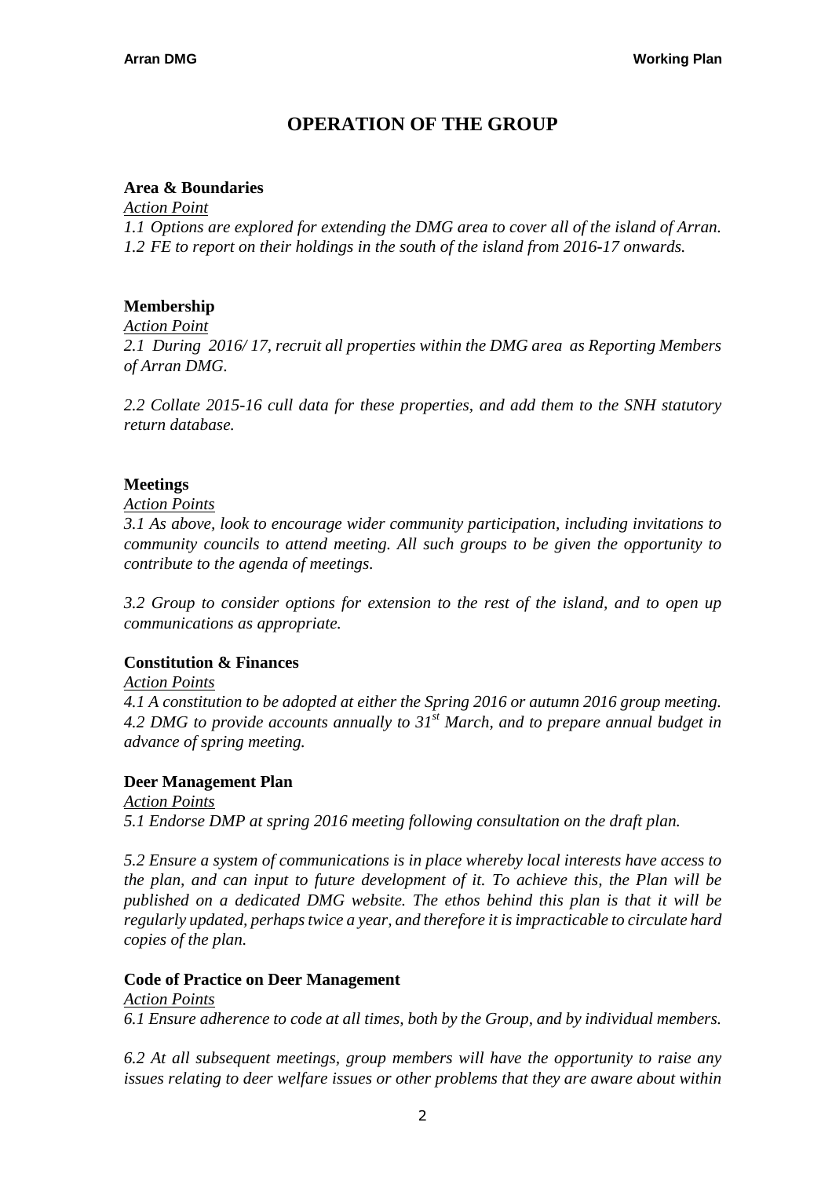# OPERATION OF THE GROUP

**Area & Boundaries**

*Action Point*

*1.1 Options are explored for extending the DMG area to cover all of the island of Arran.*
*1.2 FE to report on their holdings in the south of the island from 2016-17 onwards.*

**Membership**

*Action Point*

*2.1 During 2016/ 17, recruit all properties within the DMG area as Reporting Members of Arran DMG.*

*2.2 Collate 2015-16 cull data for these properties, and add them to the SNH statutory return database.*

**Meetings**

*Action Points*

*3.1 As above, look to encourage wider community participation, including invitations to community councils to attend meeting. All such groups to be given the opportunity to contribute to the agenda of meetings.*

*3.2 Group to consider options for extension to the rest of the island, and to open up communications as appropriate.*

**Constitution & Finances**

*Action Points*

*4.1 A constitution to be adopted at either the Spring 2016 or autumn 2016 group meeting.*
*4.2 DMG to provide accounts annually to 31st March, and to prepare annual budget in advance of spring meeting.*

**Deer Management Plan**

*Action Points*

*5.1 Endorse DMP at spring 2016 meeting following consultation on the draft plan.*

*5.2 Ensure a system of communications is in place whereby local interests have access to the plan, and can input to future development of it. To achieve this, the Plan will be published on a dedicated DMG website. The ethos behind this plan is that it will be regularly updated, perhaps twice a year, and therefore it is impracticable to circulate hard copies of the plan.*

**Code of Practice on Deer Management**

*Action Points*

*6.1 Ensure adherence to code at all times, both by the Group, and by individual members.*

*6.2 At all subsequent meetings, group members will have the opportunity to raise any issues relating to deer welfare issues or other problems that they are aware about within*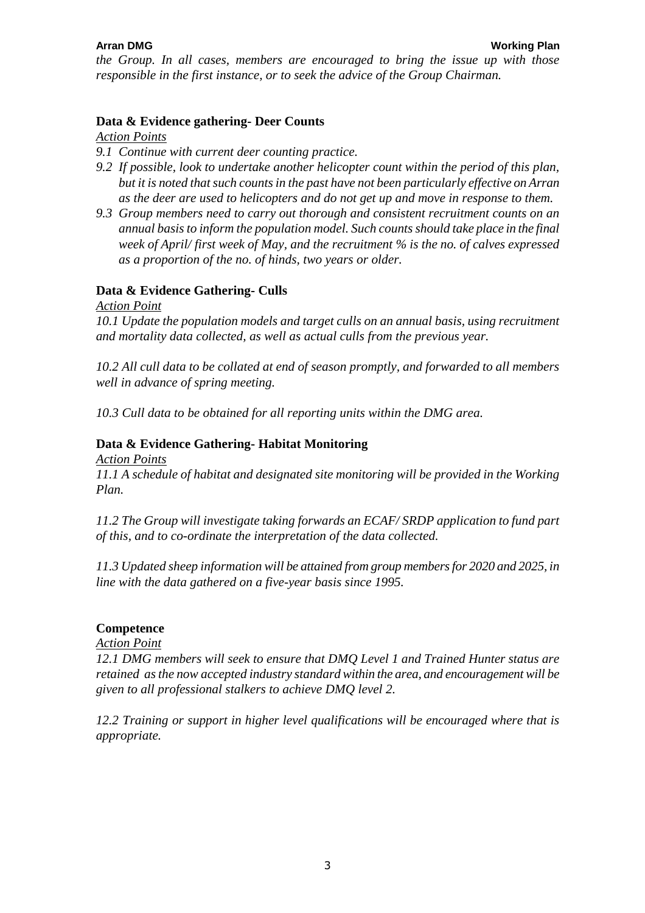*the Group. In all cases, members are encouraged to bring the issue up with those responsible in the first instance, or to seek the advice of the Group Chairman.*

**Data & Evidence gathering- Deer Counts**

*Action Points*

*9.1 Continue with current deer counting practice.*

*9.2 If possible, look to undertake another helicopter count within the period of this plan, but it is noted that such counts in the past have not been particularly effective on Arran as the deer are used to helicopters and do not get up and move in response to them.*

*9.3 Group members need to carry out thorough and consistent recruitment counts on an annual basis to inform the population model. Such counts should take place in the final week of April/ first week of May, and the recruitment % is the no. of calves expressed as a proportion of the no. of hinds, two years or older.*

**Data & Evidence Gathering- Culls**

*Action Point*

*10.1 Update the population models and target culls on an annual basis, using recruitment and mortality data collected, as well as actual culls from the previous year.*

*10.2 All cull data to be collated at end of season promptly, and forwarded to all members well in advance of spring meeting.*

*10.3 Cull data to be obtained for all reporting units within the DMG area.*

**Data & Evidence Gathering- Habitat Monitoring**

*Action Points*

*11.1 A schedule of habitat and designated site monitoring will be provided in the Working Plan.*

*11.2 The Group will investigate taking forwards an ECAF/ SRDP application to fund part of this, and to co-ordinate the interpretation of the data collected.*

*11.3 Updated sheep information will be attained from group members for 2020 and 2025, in line with the data gathered on a five-year basis since 1995.*

**Competence**

*Action Point*

*12.1 DMG members will seek to ensure that DMQ Level 1 and Trained Hunter status are retained as the now accepted industry standard within the area, and encouragement will be given to all professional stalkers to achieve DMQ level 2.*

*12.2 Training or support in higher level qualifications will be encouraged where that is appropriate.*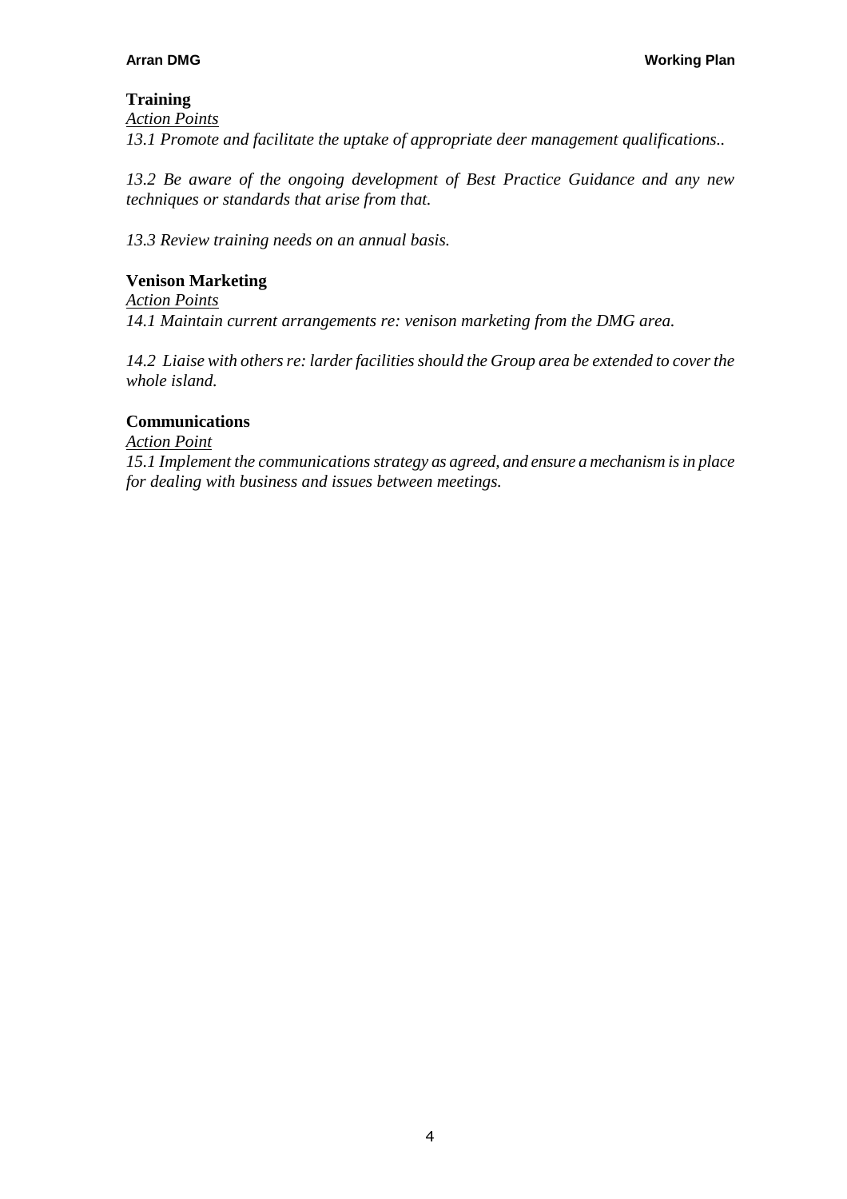## Training

*<u>Action Points</u>*

*13.1 Promote and facilitate the uptake of appropriate deer management qualifications..*

*13.2 Be aware of the ongoing development of Best Practice Guidance and any new techniques or standards that arise from that.*

*13.3 Review training needs on an annual basis.*

## Venison Marketing

*<u>Action Points</u>*

*14.1 Maintain current arrangements re: venison marketing from the DMG area.*

*14.2 Liaise with others re: larder facilities should the Group area be extended to cover the whole island.*

## Communications

*<u>Action Point</u>*

*15.1 Implement the communications strategy as agreed, and ensure a mechanism is in place for dealing with business and issues between meetings.*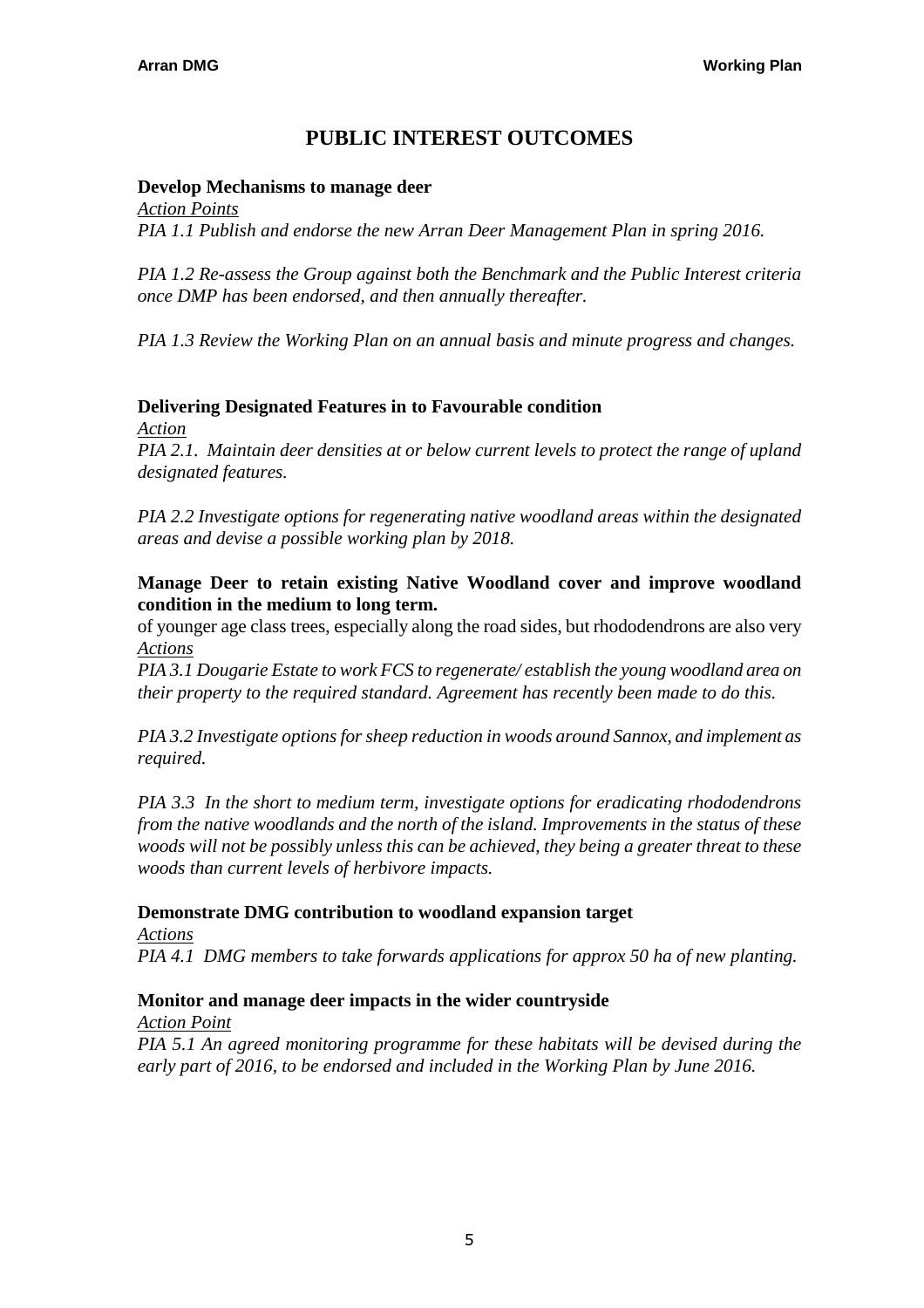# PUBLIC INTEREST OUTCOMES

**Develop Mechanisms to manage deer**

<u>*Action Points*</u>

*PIA 1.1 Publish and endorse the new Arran Deer Management Plan in spring 2016.*

*PIA 1.2 Re-assess the Group against both the Benchmark and the Public Interest criteria once DMP has been endorsed, and then annually thereafter.*

*PIA 1.3 Review the Working Plan on an annual basis and minute progress and changes.*

**Delivering Designated Features in to Favourable condition**

<u>*Action*</u>

*PIA 2.1. Maintain deer densities at or below current levels to protect the range of upland designated features.*

*PIA 2.2 Investigate options for regenerating native woodland areas within the designated areas and devise a possible working plan by 2018.*

**Manage Deer to retain existing Native Woodland cover and improve woodland condition in the medium to long term.**

of younger age class trees, especially along the road sides, but rhododendrons are also very

<u>*Actions*</u>

*PIA 3.1 Dougarie Estate to work FCS to regenerate/ establish the young woodland area on their property to the required standard. Agreement has recently been made to do this.*

*PIA 3.2 Investigate options for sheep reduction in woods around Sannox, and implement as required.*

*PIA 3.3 In the short to medium term, investigate options for eradicating rhododendrons from the native woodlands and the north of the island. Improvements in the status of these woods will not be possibly unless this can be achieved, they being a greater threat to these woods than current levels of herbivore impacts.*

**Demonstrate DMG contribution to woodland expansion target**

<u>*Actions*</u>

*PIA 4.1 DMG members to take forwards applications for approx 50 ha of new planting.*

**Monitor and manage deer impacts in the wider countryside**

<u>*Action Point*</u>

*PIA 5.1 An agreed monitoring programme for these habitats will be devised during the early part of 2016, to be endorsed and included in the Working Plan by June 2016.*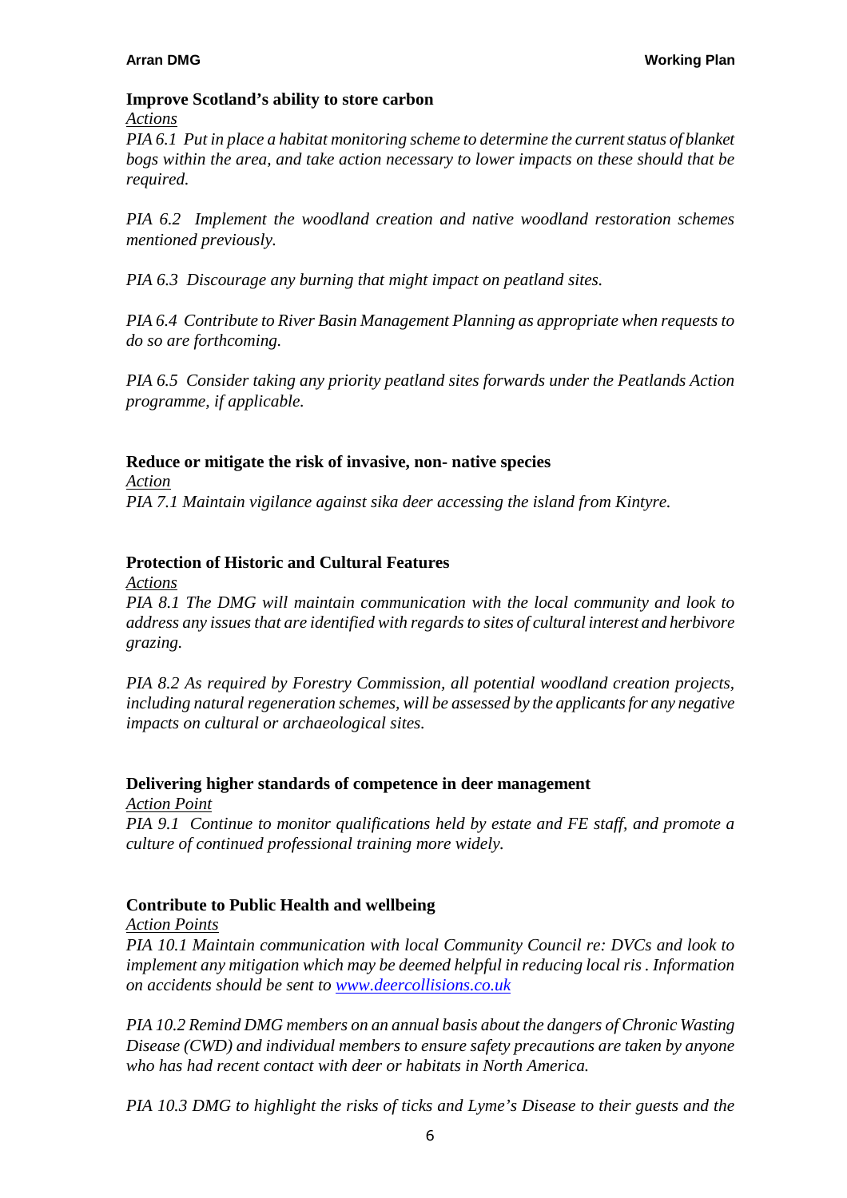**Improve Scotland's ability to store carbon**

<u>*Actions*</u>

*PIA 6.1 Put in place a habitat monitoring scheme to determine the current status of blanket bogs within the area, and take action necessary to lower impacts on these should that be required.*

*PIA 6.2 Implement the woodland creation and native woodland restoration schemes mentioned previously.*

*PIA 6.3 Discourage any burning that might impact on peatland sites.*

*PIA 6.4 Contribute to River Basin Management Planning as appropriate when requests to do so are forthcoming.*

*PIA 6.5 Consider taking any priority peatland sites forwards under the Peatlands Action programme, if applicable.*

**Reduce or mitigate the risk of invasive, non- native species**

<u>*Action*</u>

*PIA 7.1 Maintain vigilance against sika deer accessing the island from Kintyre.*

**Protection of Historic and Cultural Features**

<u>*Actions*</u>

*PIA 8.1 The DMG will maintain communication with the local community and look to address any issues that are identified with regards to sites of cultural interest and herbivore grazing.*

*PIA 8.2 As required by Forestry Commission, all potential woodland creation projects, including natural regeneration schemes, will be assessed by the applicants for any negative impacts on cultural or archaeological sites.*

**Delivering higher standards of competence in deer management**

<u>*Action Point*</u>

*PIA 9.1 Continue to monitor qualifications held by estate and FE staff, and promote a culture of continued professional training more widely.*

**Contribute to Public Health and wellbeing**

<u>*Action Points*</u>

*PIA 10.1 Maintain communication with local Community Council re: DVCs and look to implement any mitigation which may be deemed helpful in reducing local ris . Information on accidents should be sent to [www.deercollisions.co.uk](http://www.deercollisions.co.uk)*

*PIA 10.2 Remind DMG members on an annual basis about the dangers of Chronic Wasting Disease (CWD) and individual members to ensure safety precautions are taken by anyone who has had recent contact with deer or habitats in North America.*

*PIA 10.3 DMG to highlight the risks of ticks and Lyme's Disease to their guests and the*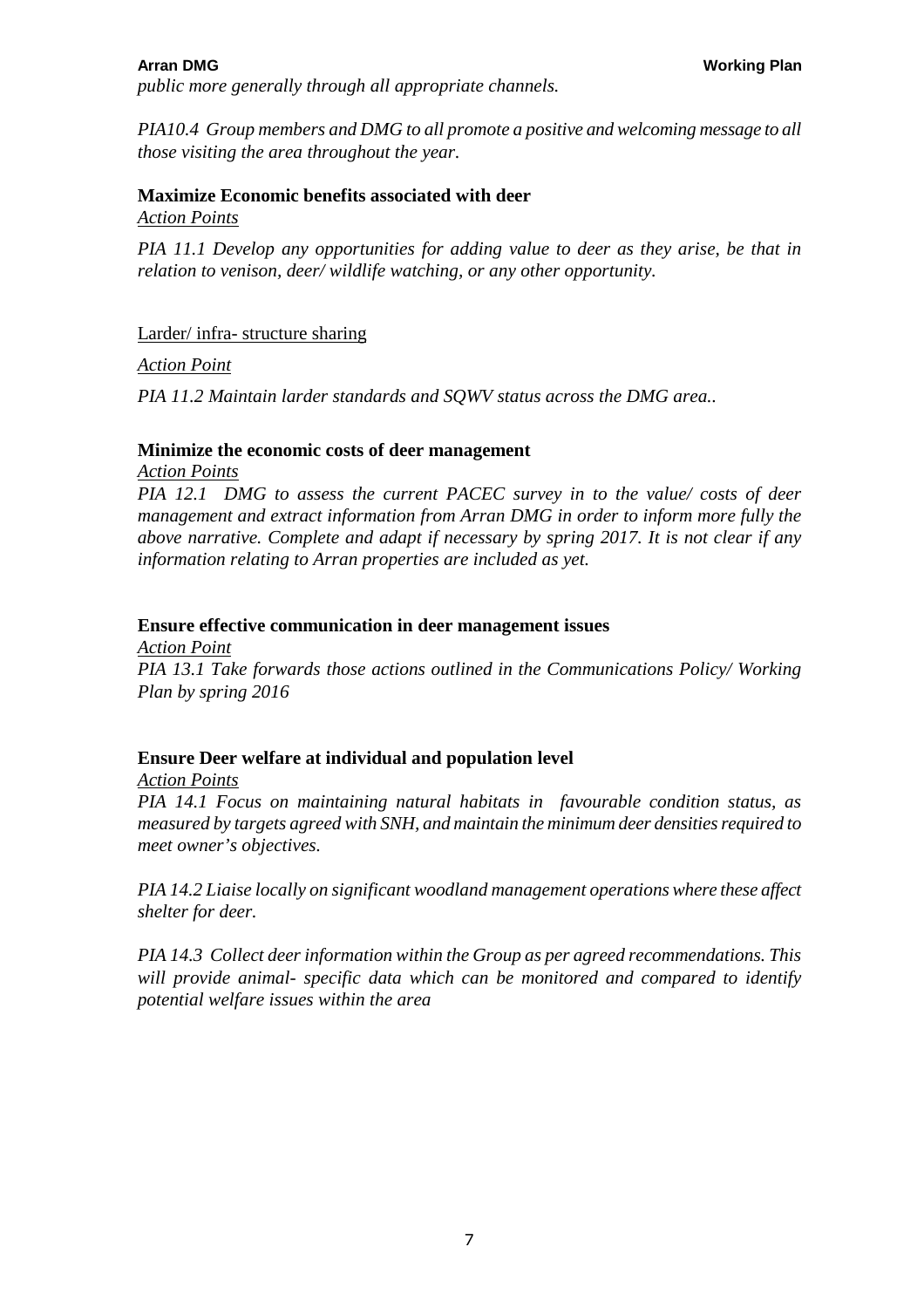*public more generally through all appropriate channels.*

*PIA10.4 Group members and DMG to all promote a positive and welcoming message to all those visiting the area throughout the year.*

**Maximize Economic benefits associated with deer**

*Action Points*

*PIA 11.1 Develop any opportunities for adding value to deer as they arise, be that in relation to venison, deer/ wildlife watching, or any other opportunity.*

Larder/ infra- structure sharing

*Action Point*

*PIA 11.2 Maintain larder standards and SQWV status across the DMG area..*

**Minimize the economic costs of deer management**

*Action Points*

*PIA 12.1 DMG to assess the current PACEC survey in to the value/ costs of deer management and extract information from Arran DMG in order to inform more fully the above narrative. Complete and adapt if necessary by spring 2017. It is not clear if any information relating to Arran properties are included as yet.*

**Ensure effective communication in deer management issues**

*Action Point*

*PIA 13.1 Take forwards those actions outlined in the Communications Policy/ Working Plan by spring 2016*

**Ensure Deer welfare at individual and population level**

*Action Points*

*PIA 14.1 Focus on maintaining natural habitats in favourable condition status, as measured by targets agreed with SNH, and maintain the minimum deer densities required to meet owner's objectives.*

*PIA 14.2 Liaise locally on significant woodland management operations where these affect shelter for deer.*

*PIA 14.3 Collect deer information within the Group as per agreed recommendations. This will provide animal- specific data which can be monitored and compared to identify potential welfare issues within the area*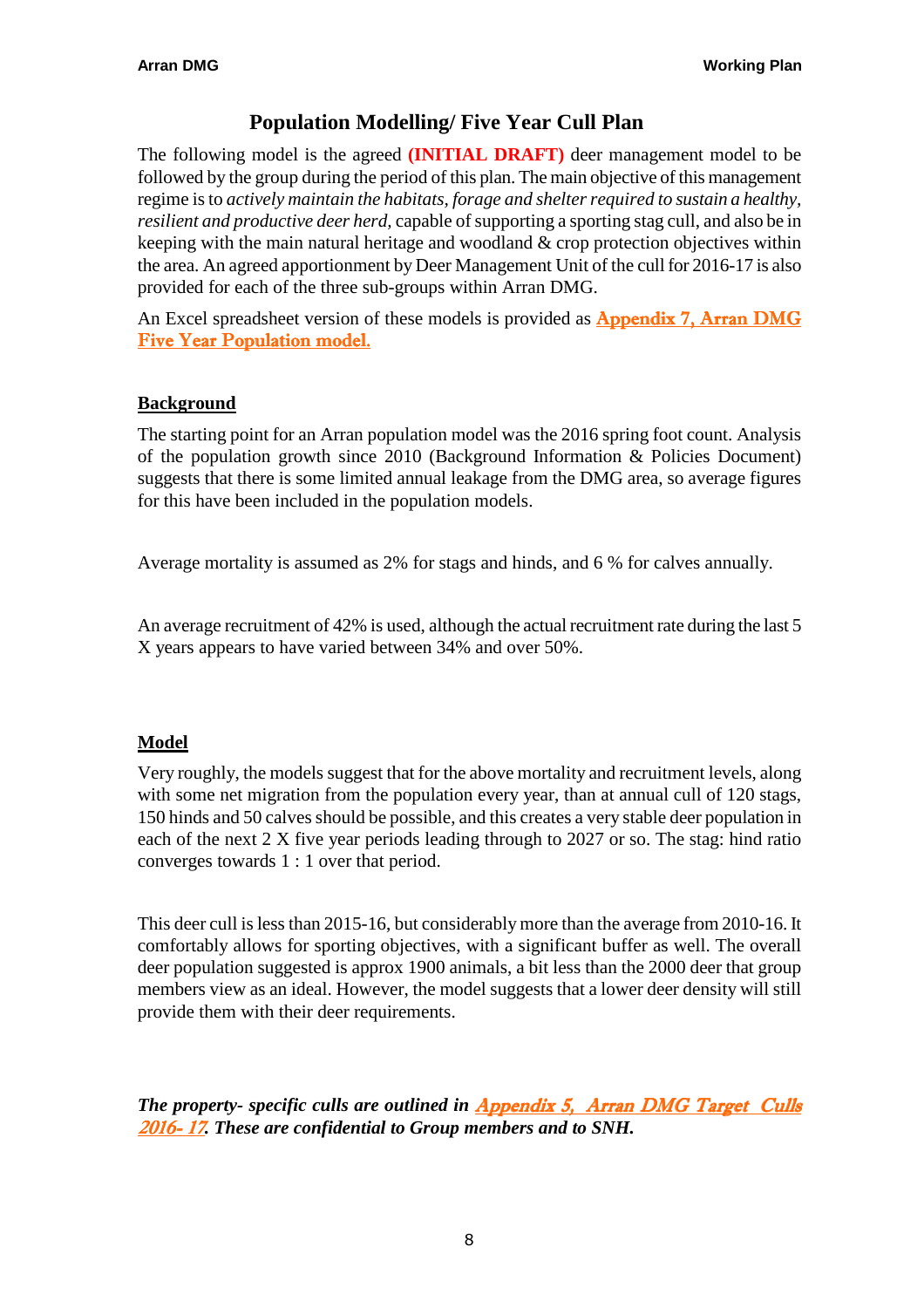# Population Modelling/ Five Year Cull Plan

The following model is the agreed **(INITIAL DRAFT)** deer management model to be followed by the group during the period of this plan. The main objective of this management regime is to *actively maintain the habitats, forage and shelter required to sustain a healthy, resilient and productive deer herd*, capable of supporting a sporting stag cull, and also be in keeping with the main natural heritage and woodland & crop protection objectives within the area. An agreed apportionment by Deer Management Unit of the cull for 2016-17 is also provided for each of the three sub-groups within Arran DMG.

An Excel spreadsheet version of these models is provided as **Appendix 7, Arran DMG Five Year Population model.**

## Background

The starting point for an Arran population model was the 2016 spring foot count. Analysis of the population growth since 2010 (Background Information & Policies Document) suggests that there is some limited annual leakage from the DMG area, so average figures for this have been included in the population models.

Average mortality is assumed as 2% for stags and hinds, and 6 % for calves annually.

An average recruitment of 42% is used, although the actual recruitment rate during the last 5 X years appears to have varied between 34% and over 50%.

## Model

Very roughly, the models suggest that for the above mortality and recruitment levels, along with some net migration from the population every year, than at annual cull of 120 stags, 150 hinds and 50 calves should be possible, and this creates a very stable deer population in each of the next 2 X five year periods leading through to 2027 or so. The stag: hind ratio converges towards 1 : 1 over that period.

This deer cull is less than 2015-16, but considerably more than the average from 2010-16. It comfortably allows for sporting objectives, with a significant buffer as well. The overall deer population suggested is approx 1900 animals, a bit less than the 2000 deer that group members view as an ideal. However, the model suggests that a lower deer density will still provide them with their deer requirements.

***The property- specific culls are outlined in Appendix 5, Arran DMG Target Culls 2016- 17. These are confidential to Group members and to SNH.***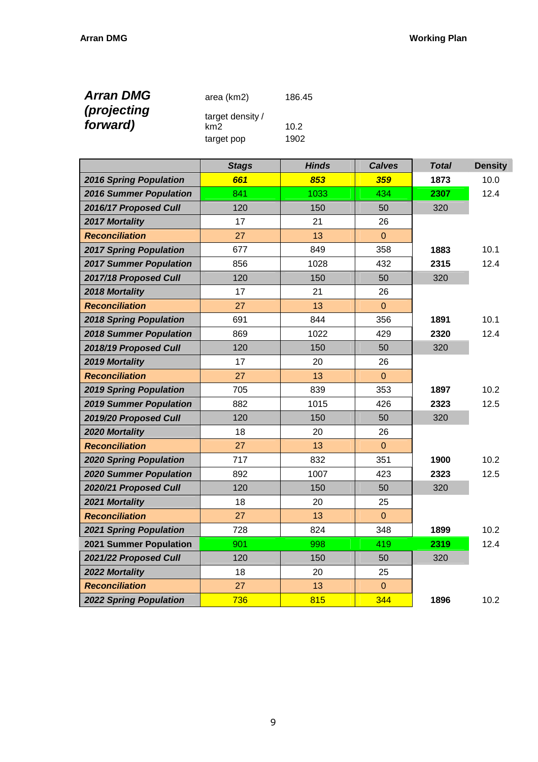***Arran DMG (projecting forward)***

| | |
|---|---|
| area (km2) | 186.45 |
| target density / km2 | 10.2 |
| target pop | 1902 |

| | ***Stags*** | ***Hinds*** | ***Calves*** | ***Total*** | **Density** |
|---|---|---|---|---|---|
| ***2016 Spring Population*** | ***661*** | ***853*** | ***359*** | **1873** | 10.0 |
| ***2016 Summer Population*** | 841 | 1033 | 434 | **2307** | 12.4 |
| ***2016/17 Proposed Cull*** | 120 | 150 | 50 | 320 | |
| ***2017 Mortality*** | 17 | 21 | 26 | | |
| ***Reconciliation*** | 27 | 13 | 0 | | |
| ***2017 Spring Population*** | 677 | 849 | 358 | **1883** | 10.1 |
| ***2017 Summer Population*** | 856 | 1028 | 432 | **2315** | 12.4 |
| ***2017/18 Proposed Cull*** | 120 | 150 | 50 | 320 | |
| ***2018 Mortality*** | 17 | 21 | 26 | | |
| ***Reconciliation*** | 27 | 13 | 0 | | |
| ***2018 Spring Population*** | 691 | 844 | 356 | **1891** | 10.1 |
| ***2018 Summer Population*** | 869 | 1022 | 429 | **2320** | 12.4 |
| ***2018/19 Proposed Cull*** | 120 | 150 | 50 | 320 | |
| ***2019 Mortality*** | 17 | 20 | 26 | | |
| ***Reconciliation*** | 27 | 13 | 0 | | |
| ***2019 Spring Population*** | 705 | 839 | 353 | **1897** | 10.2 |
| ***2019 Summer Population*** | 882 | 1015 | 426 | **2323** | 12.5 |
| ***2019/20 Proposed Cull*** | 120 | 150 | 50 | 320 | |
| ***2020 Mortality*** | 18 | 20 | 26 | | |
| ***Reconciliation*** | 27 | 13 | 0 | | |
| ***2020 Spring Population*** | 717 | 832 | 351 | **1900** | 10.2 |
| ***2020 Summer Population*** | 892 | 1007 | 423 | **2323** | 12.5 |
| ***2020/21 Proposed Cull*** | 120 | 150 | 50 | 320 | |
| ***2021 Mortality*** | 18 | 20 | 25 | | |
| ***Reconciliation*** | 27 | 13 | 0 | | |
| ***2021 Spring Population*** | 728 | 824 | 348 | **1899** | 10.2 |
| **2021 Summer Population** | 901 | 998 | 419 | **2319** | 12.4 |
| ***2021/22 Proposed Cull*** | 120 | 150 | 50 | 320 | |
| ***2022 Mortality*** | 18 | 20 | 25 | | |
| ***Reconciliation*** | 27 | 13 | 0 | | |
| ***2022 Spring Population*** | 736 | 815 | 344 | **1896** | 10.2 |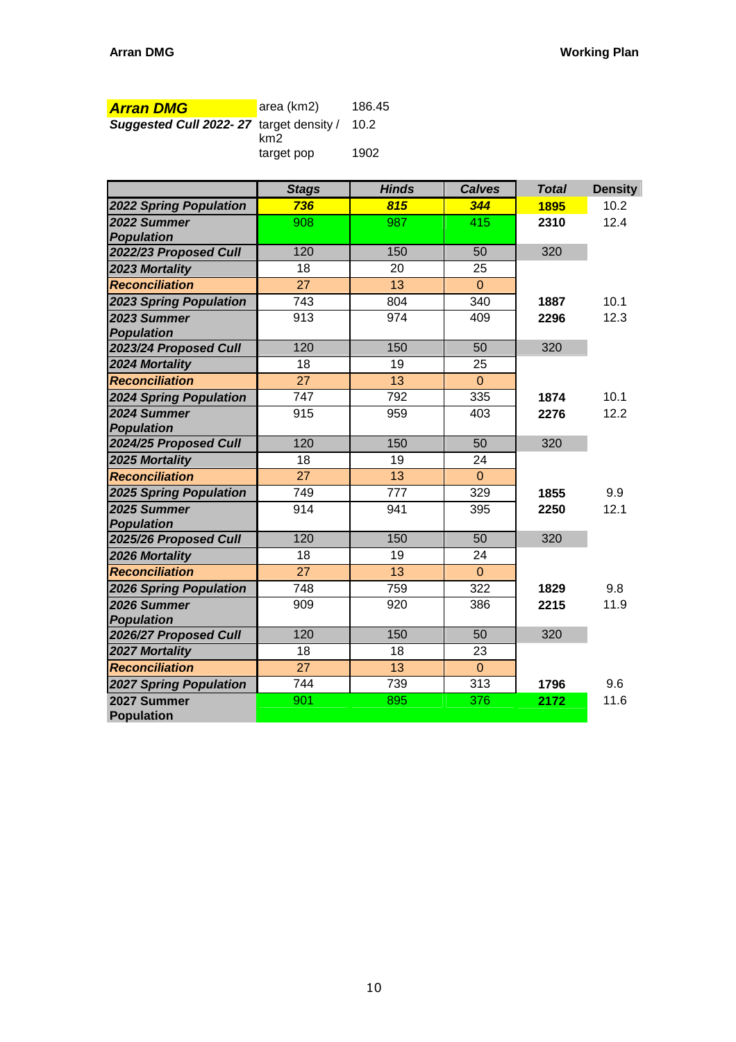| **Arran DMG** | area (km2) | 186.45 |
|---|---|---|
| **Suggested Cull 2022- 27** | target density / km2 | 10.2 |
| | target pop | 1902 |

| | Stags | Hinds | Calves | Total | Density |
|---|---|---|---|---|---|
| **2022 Spring Population** | 736 | 815 | 344 | 1895 | 10.2 |
| **2022 Summer Population** | 908 | 987 | 415 | 2310 | 12.4 |
| **2022/23 Proposed Cull** | 120 | 150 | 50 | 320 | |
| **2023 Mortality** | 18 | 20 | 25 | | |
| **Reconciliation** | 27 | 13 | 0 | | |
| **2023 Spring Population** | 743 | 804 | 340 | 1887 | 10.1 |
| **2023 Summer Population** | 913 | 974 | 409 | 2296 | 12.3 |
| **2023/24 Proposed Cull** | 120 | 150 | 50 | 320 | |
| **2024 Mortality** | 18 | 19 | 25 | | |
| **Reconciliation** | 27 | 13 | 0 | | |
| **2024 Spring Population** | 747 | 792 | 335 | 1874 | 10.1 |
| **2024 Summer Population** | 915 | 959 | 403 | 2276 | 12.2 |
| **2024/25 Proposed Cull** | 120 | 150 | 50 | 320 | |
| **2025 Mortality** | 18 | 19 | 24 | | |
| **Reconciliation** | 27 | 13 | 0 | | |
| **2025 Spring Population** | 749 | 777 | 329 | 1855 | 9.9 |
| **2025 Summer Population** | 914 | 941 | 395 | 2250 | 12.1 |
| **2025/26 Proposed Cull** | 120 | 150 | 50 | 320 | |
| **2026 Mortality** | 18 | 19 | 24 | | |
| **Reconciliation** | 27 | 13 | 0 | | |
| **2026 Spring Population** | 748 | 759 | 322 | 1829 | 9.8 |
| **2026 Summer Population** | 909 | 920 | 386 | 2215 | 11.9 |
| **2026/27 Proposed Cull** | 120 | 150 | 50 | 320 | |
| **2027 Mortality** | 18 | 18 | 23 | | |
| **Reconciliation** | 27 | 13 | 0 | | |
| **2027 Spring Population** | 744 | 739 | 313 | 1796 | 9.6 |
| **2027 Summer Population** | 901 | 895 | 376 | 2172 | 11.6 |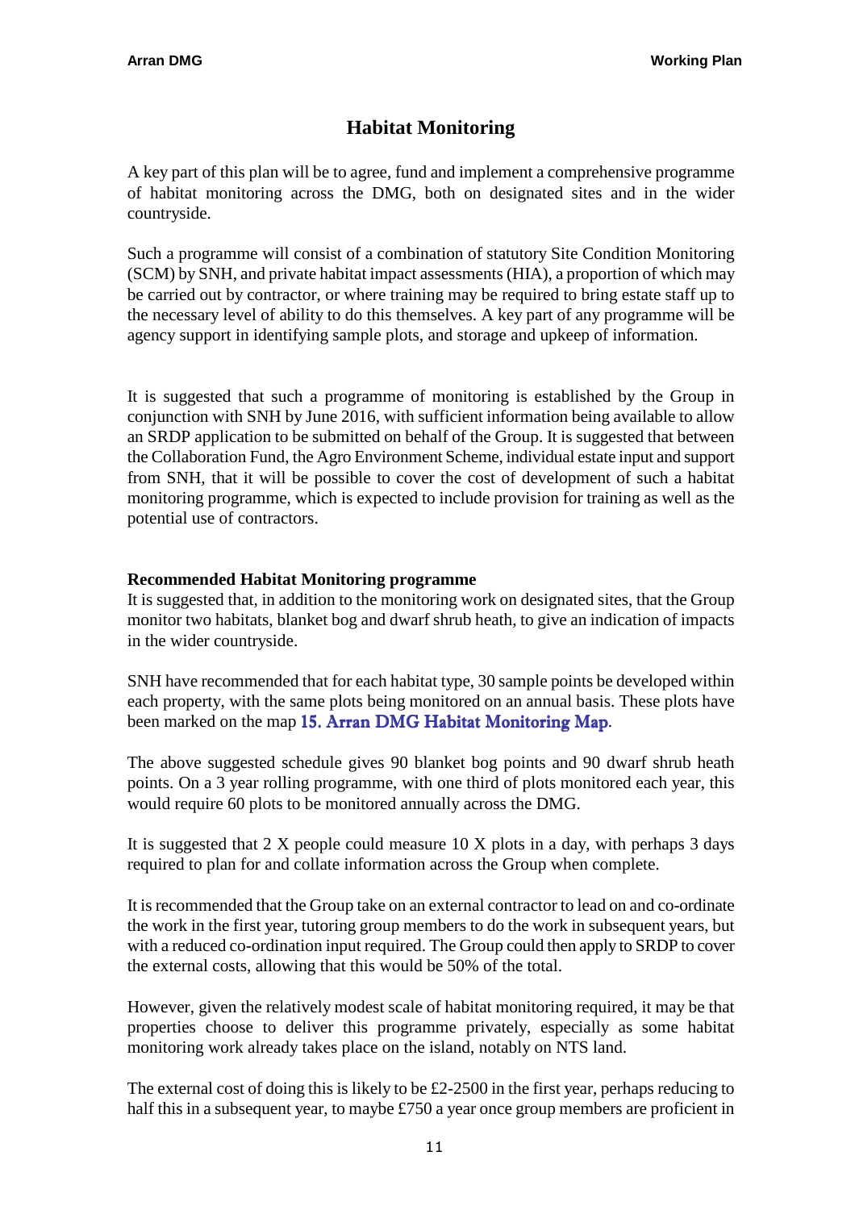# Habitat Monitoring

A key part of this plan will be to agree, fund and implement a comprehensive programme of habitat monitoring across the DMG, both on designated sites and in the wider countryside.

Such a programme will consist of a combination of statutory Site Condition Monitoring (SCM) by SNH, and private habitat impact assessments (HIA), a proportion of which may be carried out by contractor, or where training may be required to bring estate staff up to the necessary level of ability to do this themselves. A key part of any programme will be agency support in identifying sample plots, and storage and upkeep of information.

It is suggested that such a programme of monitoring is established by the Group in conjunction with SNH by June 2016, with sufficient information being available to allow an SRDP application to be submitted on behalf of the Group. It is suggested that between the Collaboration Fund, the Agro Environment Scheme, individual estate input and support from SNH, that it will be possible to cover the cost of development of such a habitat monitoring programme, which is expected to include provision for training as well as the potential use of contractors.

**Recommended Habitat Monitoring programme**

It is suggested that, in addition to the monitoring work on designated sites, that the Group monitor two habitats, blanket bog and dwarf shrub heath, to give an indication of impacts in the wider countryside.

SNH have recommended that for each habitat type, 30 sample points be developed within each property, with the same plots being monitored on an annual basis. These plots have been marked on the map **15. Arran DMG Habitat Monitoring Map**.

The above suggested schedule gives 90 blanket bog points and 90 dwarf shrub heath points. On a 3 year rolling programme, with one third of plots monitored each year, this would require 60 plots to be monitored annually across the DMG.

It is suggested that 2 X people could measure 10 X plots in a day, with perhaps 3 days required to plan for and collate information across the Group when complete.

It is recommended that the Group take on an external contractor to lead on and co-ordinate the work in the first year, tutoring group members to do the work in subsequent years, but with a reduced co-ordination input required. The Group could then apply to SRDP to cover the external costs, allowing that this would be 50% of the total.

However, given the relatively modest scale of habitat monitoring required, it may be that properties choose to deliver this programme privately, especially as some habitat monitoring work already takes place on the island, notably on NTS land.

The external cost of doing this is likely to be £2-2500 in the first year, perhaps reducing to half this in a subsequent year, to maybe £750 a year once group members are proficient in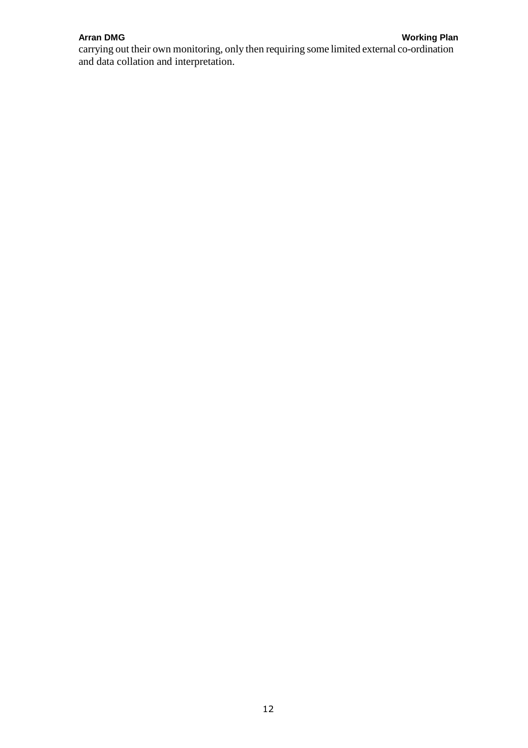carrying out their own monitoring, only then requiring some limited external co-ordination and data collation and interpretation.